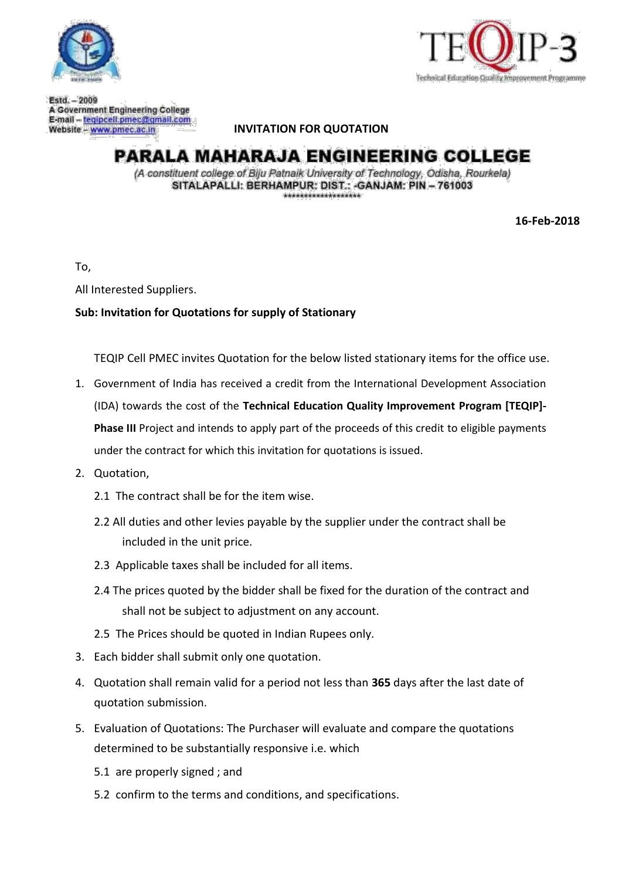Estd. – 2009
A Government Engineering College
E-mail – tegipcell.pmec@gmail.com
Website – www.pmec.ac.in

**INVITATION FOR QUOTATION**

# PARALA MAHARAJA ENGINEERING COLLEGE

*(A constituent college of Biju Patnaik University of Technology, Odisha, Rourkela)*
**SITALAPALLI: BERHAMPUR: DIST.: -GANJAM: PIN – 761003**

**16-Feb-2018**

To,

All Interested Suppliers.

**Sub: Invitation for Quotations for supply of Stationary**

TEQIP Cell PMEC invites Quotation for the below listed stationary items for the office use.

1. Government of India has received a credit from the International Development Association (IDA) towards the cost of the **Technical Education Quality Improvement Program [TEQIP]-Phase III** Project and intends to apply part of the proceeds of this credit to eligible payments under the contract for which this invitation for quotations is issued.
2. Quotation,
   - 2.1 The contract shall be for the item wise.
   - 2.2 All duties and other levies payable by the supplier under the contract shall be included in the unit price.
   - 2.3 Applicable taxes shall be included for all items.
   - 2.4 The prices quoted by the bidder shall be fixed for the duration of the contract and shall not be subject to adjustment on any account.
   - 2.5 The Prices should be quoted in Indian Rupees only.
3. Each bidder shall submit only one quotation.
4. Quotation shall remain valid for a period not less than **365** days after the last date of quotation submission.
5. Evaluation of Quotations: The Purchaser will evaluate and compare the quotations determined to be substantially responsive i.e. which
   - 5.1 are properly signed ; and
   - 5.2 confirm to the terms and conditions, and specifications.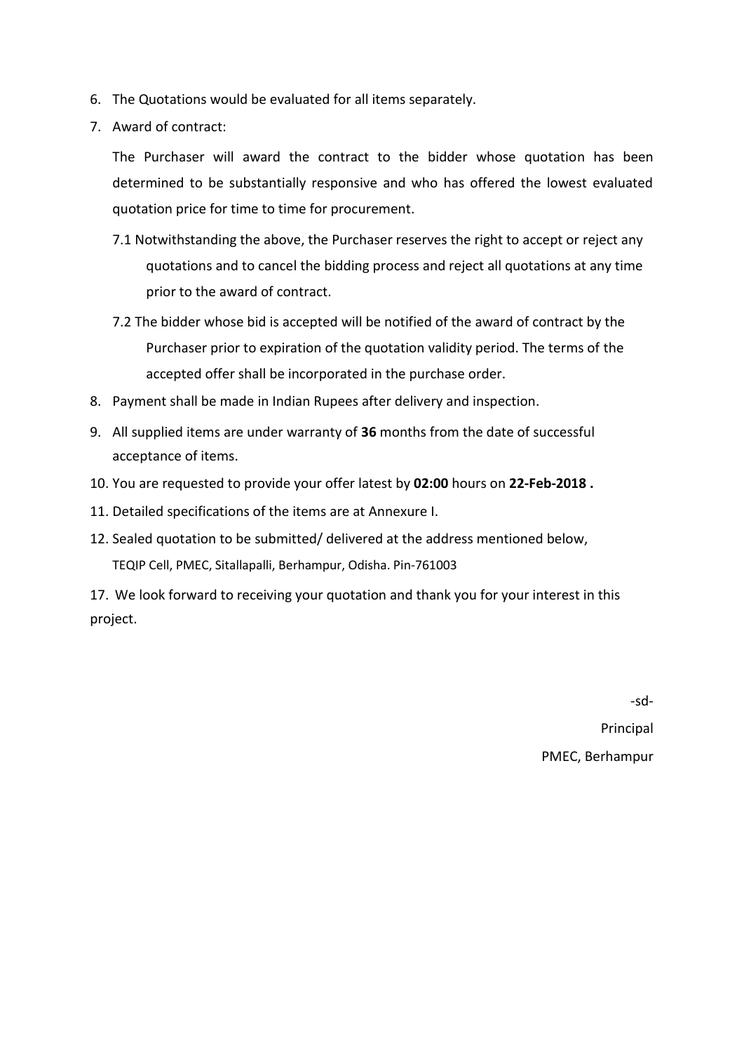6. The Quotations would be evaluated for all items separately.
7. Award of contract:

   The Purchaser will award the contract to the bidder whose quotation has been determined to be substantially responsive and who has offered the lowest evaluated quotation price for time to time for procurement.

   7.1 Notwithstanding the above, the Purchaser reserves the right to accept or reject any quotations and to cancel the bidding process and reject all quotations at any time prior to the award of contract.

   7.2 The bidder whose bid is accepted will be notified of the award of contract by the Purchaser prior to expiration of the quotation validity period. The terms of the accepted offer shall be incorporated in the purchase order.

8. Payment shall be made in Indian Rupees after delivery and inspection.
9. All supplied items are under warranty of **36** months from the date of successful acceptance of items.
10. You are requested to provide your offer latest by **02:00** hours on **22-Feb-2018 .**
11. Detailed specifications of the items are at Annexure I.
12. Sealed quotation to be submitted/ delivered at the address mentioned below,
    TEQIP Cell, PMEC, Sitallapalli, Berhampur, Odisha. Pin-761003

17. We look forward to receiving your quotation and thank you for your interest in this project.

-sd-

Principal

PMEC, Berhampur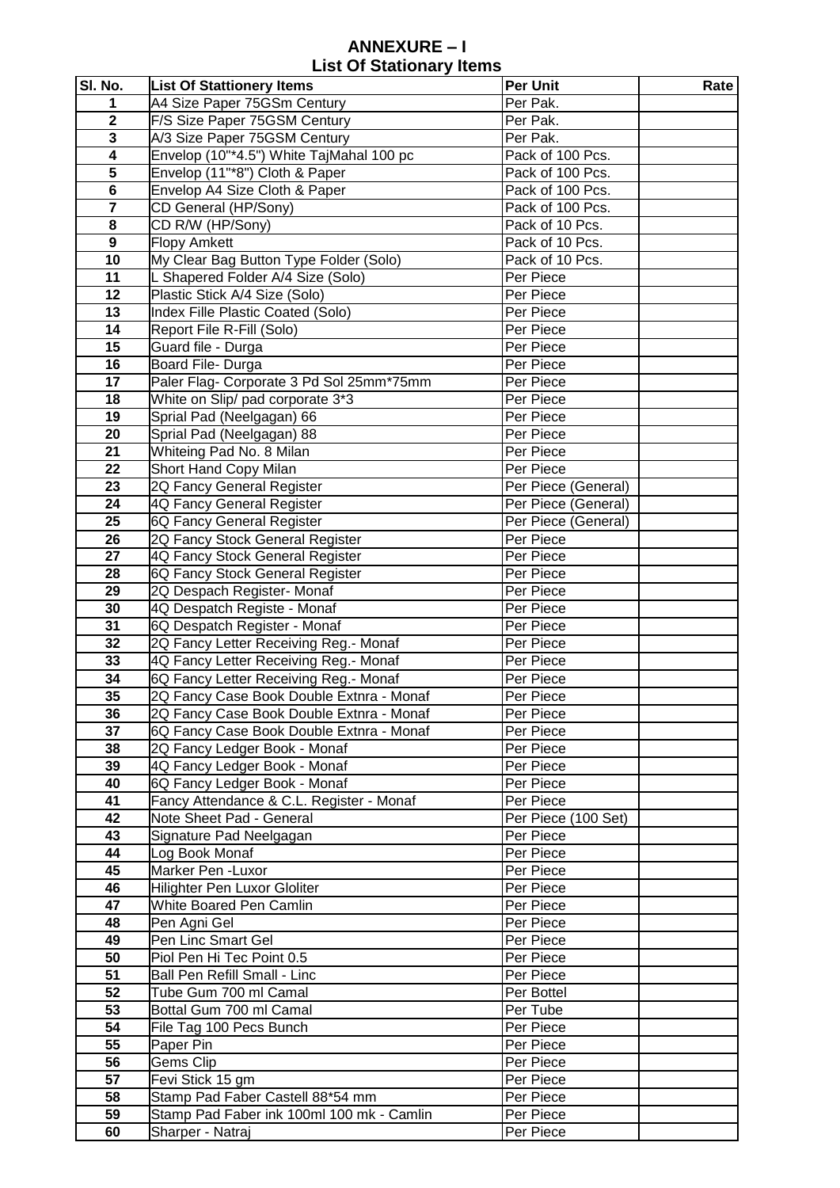# ANNEXURE – I

## List Of Stationary Items

| Sl. No. | List Of Stattionery Items | Per Unit | Rate |
|---|---|---|---|
| 1 | A4 Size Paper 75GSm Century | Per Pak. | |
| 2 | F/S Size Paper 75GSM Century | Per Pak. | |
| 3 | A/3 Size Paper 75GSM Century | Per Pak. | |
| 4 | Envelop (10"*4.5") White TajMahal 100 pc | Pack of 100 Pcs. | |
| 5 | Envelop (11"*8") Cloth & Paper | Pack of 100 Pcs. | |
| 6 | Envelop A4 Size Cloth & Paper | Pack of 100 Pcs. | |
| 7 | CD General (HP/Sony) | Pack of 100 Pcs. | |
| 8 | CD R/W (HP/Sony) | Pack of 10 Pcs. | |
| 9 | Flopy Amkett | Pack of 10 Pcs. | |
| 10 | My Clear Bag Button Type Folder (Solo) | Pack of 10 Pcs. | |
| 11 | L Shapered Folder A/4 Size (Solo) | Per Piece | |
| 12 | Plastic Stick A/4 Size (Solo) | Per Piece | |
| 13 | Index Fille Plastic Coated (Solo) | Per Piece | |
| 14 | Report File R-Fill (Solo) | Per Piece | |
| 15 | Guard file - Durga | Per Piece | |
| 16 | Board File- Durga | Per Piece | |
| 17 | Paler Flag- Corporate 3 Pd Sol 25mm*75mm | Per Piece | |
| 18 | White on Slip/ pad corporate 3*3 | Per Piece | |
| 19 | Sprial Pad (Neelgagan) 66 | Per Piece | |
| 20 | Sprial Pad (Neelgagan) 88 | Per Piece | |
| 21 | Whiteing Pad No. 8 Milan | Per Piece | |
| 22 | Short Hand Copy Milan | Per Piece | |
| 23 | 2Q Fancy General Register | Per Piece (General) | |
| 24 | 4Q Fancy General Register | Per Piece (General) | |
| 25 | 6Q Fancy General Register | Per Piece (General) | |
| 26 | 2Q Fancy Stock General Register | Per Piece | |
| 27 | 4Q Fancy Stock General Register | Per Piece | |
| 28 | 6Q Fancy Stock General Register | Per Piece | |
| 29 | 2Q Despach Register- Monaf | Per Piece | |
| 30 | 4Q Despatch Registe - Monaf | Per Piece | |
| 31 | 6Q Despatch Register - Monaf | Per Piece | |
| 32 | 2Q Fancy Letter Receiving Reg.- Monaf | Per Piece | |
| 33 | 4Q Fancy Letter Receiving Reg.- Monaf | Per Piece | |
| 34 | 6Q Fancy Letter Receiving Reg.- Monaf | Per Piece | |
| 35 | 2Q Fancy Case Book Double Extnra - Monaf | Per Piece | |
| 36 | 2Q Fancy Case Book Double Extnra - Monaf | Per Piece | |
| 37 | 6Q Fancy Case Book Double Extnra - Monaf | Per Piece | |
| 38 | 2Q Fancy Ledger Book - Monaf | Per Piece | |
| 39 | 4Q Fancy Ledger Book - Monaf | Per Piece | |
| 40 | 6Q Fancy Ledger Book - Monaf | Per Piece | |
| 41 | Fancy Attendance & C.L. Register - Monaf | Per Piece | |
| 42 | Note Sheet Pad - General | Per Piece (100 Set) | |
| 43 | Signature Pad Neelgagan | Per Piece | |
| 44 | Log Book Monaf | Per Piece | |
| 45 | Marker Pen -Luxor | Per Piece | |
| 46 | Hilighter Pen Luxor Gloliter | Per Piece | |
| 47 | White Boared Pen Camlin | Per Piece | |
| 48 | Pen Agni Gel | Per Piece | |
| 49 | Pen Linc Smart Gel | Per Piece | |
| 50 | Piol Pen Hi Tec Point 0.5 | Per Piece | |
| 51 | Ball Pen Refill Small - Linc | Per Piece | |
| 52 | Tube Gum 700 ml Camal | Per Bottel | |
| 53 | Bottal Gum 700 ml Camal | Per Tube | |
| 54 | File Tag 100 Pecs Bunch | Per Piece | |
| 55 | Paper Pin | Per Piece | |
| 56 | Gems Clip | Per Piece | |
| 57 | Fevi Stick 15 gm | Per Piece | |
| 58 | Stamp Pad Faber Castell 88*54 mm | Per Piece | |
| 59 | Stamp Pad Faber ink 100ml 100 mk - Camlin | Per Piece | |
| 60 | Sharper - Natraj | Per Piece | |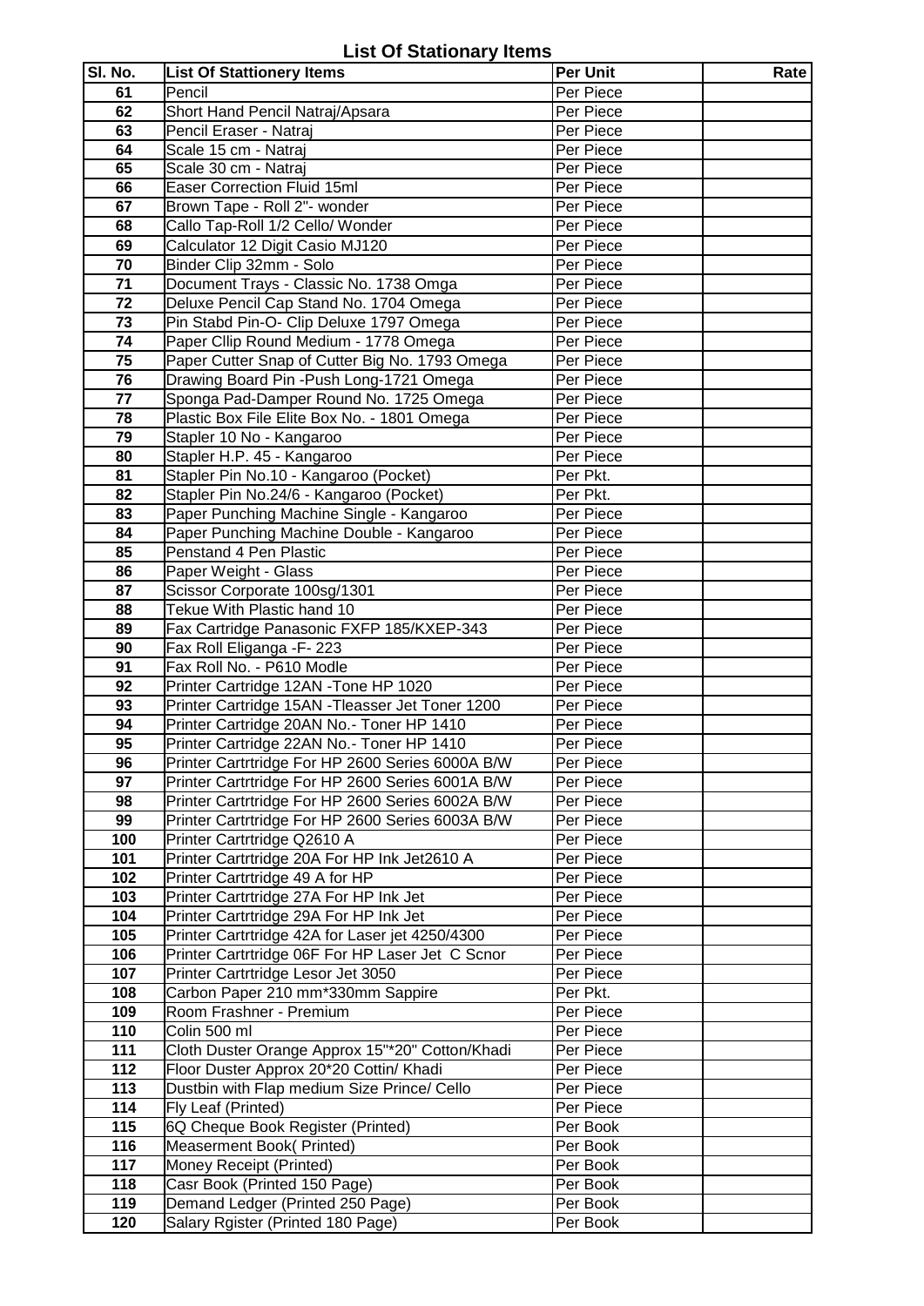# List Of Stationary Items

| Sl. No. | List Of Stattionery Items | Per Unit | Rate |
|---|---|---|---|
| 61 | Pencil | Per Piece | |
| 62 | Short Hand Pencil Natraj/Apsara | Per Piece | |
| 63 | Pencil Eraser - Natraj | Per Piece | |
| 64 | Scale 15 cm - Natraj | Per Piece | |
| 65 | Scale 30 cm - Natraj | Per Piece | |
| 66 | Easer Correction Fluid 15ml | Per Piece | |
| 67 | Brown Tape - Roll 2"- wonder | Per Piece | |
| 68 | Callo Tap-Roll 1/2 Cello/ Wonder | Per Piece | |
| 69 | Calculator 12 Digit Casio MJ120 | Per Piece | |
| 70 | Binder Clip 32mm - Solo | Per Piece | |
| 71 | Document Trays - Classic No. 1738 Omga | Per Piece | |
| 72 | Deluxe Pencil Cap Stand No. 1704 Omega | Per Piece | |
| 73 | Pin Stabd Pin-O- Clip Deluxe 1797 Omega | Per Piece | |
| 74 | Paper Cllip Round Medium - 1778 Omega | Per Piece | |
| 75 | Paper Cutter Snap of Cutter Big No. 1793 Omega | Per Piece | |
| 76 | Drawing Board Pin -Push Long-1721 Omega | Per Piece | |
| 77 | Sponga Pad-Damper Round No. 1725 Omega | Per Piece | |
| 78 | Plastic Box File Elite Box No. - 1801 Omega | Per Piece | |
| 79 | Stapler 10 No - Kangaroo | Per Piece | |
| 80 | Stapler H.P. 45 - Kangaroo | Per Piece | |
| 81 | Stapler Pin No.10 - Kangaroo (Pocket) | Per Pkt. | |
| 82 | Stapler Pin No.24/6 - Kangaroo (Pocket) | Per Pkt. | |
| 83 | Paper Punching Machine Single - Kangaroo | Per Piece | |
| 84 | Paper Punching Machine Double - Kangaroo | Per Piece | |
| 85 | Penstand 4 Pen Plastic | Per Piece | |
| 86 | Paper Weight - Glass | Per Piece | |
| 87 | Scissor Corporate 100sg/1301 | Per Piece | |
| 88 | Tekue With Plastic hand 10 | Per Piece | |
| 89 | Fax Cartridge Panasonic FXFP 185/KXEP-343 | Per Piece | |
| 90 | Fax Roll Eliganga -F- 223 | Per Piece | |
| 91 | Fax Roll No. - P610 Modle | Per Piece | |
| 92 | Printer Cartridge 12AN -Tone HP 1020 | Per Piece | |
| 93 | Printer Cartridge 15AN -Tleasser Jet Toner 1200 | Per Piece | |
| 94 | Printer Cartridge 20AN No.- Toner HP 1410 | Per Piece | |
| 95 | Printer Cartridge 22AN No.- Toner HP 1410 | Per Piece | |
| 96 | Printer Cartrtridge For HP 2600 Series 6000A B/W | Per Piece | |
| 97 | Printer Cartrtridge For HP 2600 Series 6001A B/W | Per Piece | |
| 98 | Printer Cartrtridge For HP 2600 Series 6002A B/W | Per Piece | |
| 99 | Printer Cartrtridge For HP 2600 Series 6003A B/W | Per Piece | |
| 100 | Printer Cartrtridge Q2610 A | Per Piece | |
| 101 | Printer Cartrtridge 20A For HP Ink Jet2610 A | Per Piece | |
| 102 | Printer Cartrtridge 49 A for HP | Per Piece | |
| 103 | Printer Cartrtridge 27A For HP Ink Jet | Per Piece | |
| 104 | Printer Cartrtridge 29A For HP Ink Jet | Per Piece | |
| 105 | Printer Cartrtridge 42A for Laser jet 4250/4300 | Per Piece | |
| 106 | Printer Cartrtridge 06F For HP Laser Jet C Scnor | Per Piece | |
| 107 | Printer Cartrtridge Lesor Jet 3050 | Per Piece | |
| 108 | Carbon Paper 210 mm*330mm Sappire | Per Pkt. | |
| 109 | Room Frashner - Premium | Per Piece | |
| 110 | Colin 500 ml | Per Piece | |
| 111 | Cloth Duster Orange Approx 15"*20" Cotton/Khadi | Per Piece | |
| 112 | Floor Duster Approx 20*20 Cottin/ Khadi | Per Piece | |
| 113 | Dustbin with Flap medium Size Prince/ Cello | Per Piece | |
| 114 | Fly Leaf (Printed) | Per Piece | |
| 115 | 6Q Cheque Book Register (Printed) | Per Book | |
| 116 | Measerment Book( Printed) | Per Book | |
| 117 | Money Receipt (Printed) | Per Book | |
| 118 | Casr Book (Printed 150 Page) | Per Book | |
| 119 | Demand Ledger (Printed 250 Page) | Per Book | |
| 120 | Salary Rgister (Printed 180 Page) | Per Book | |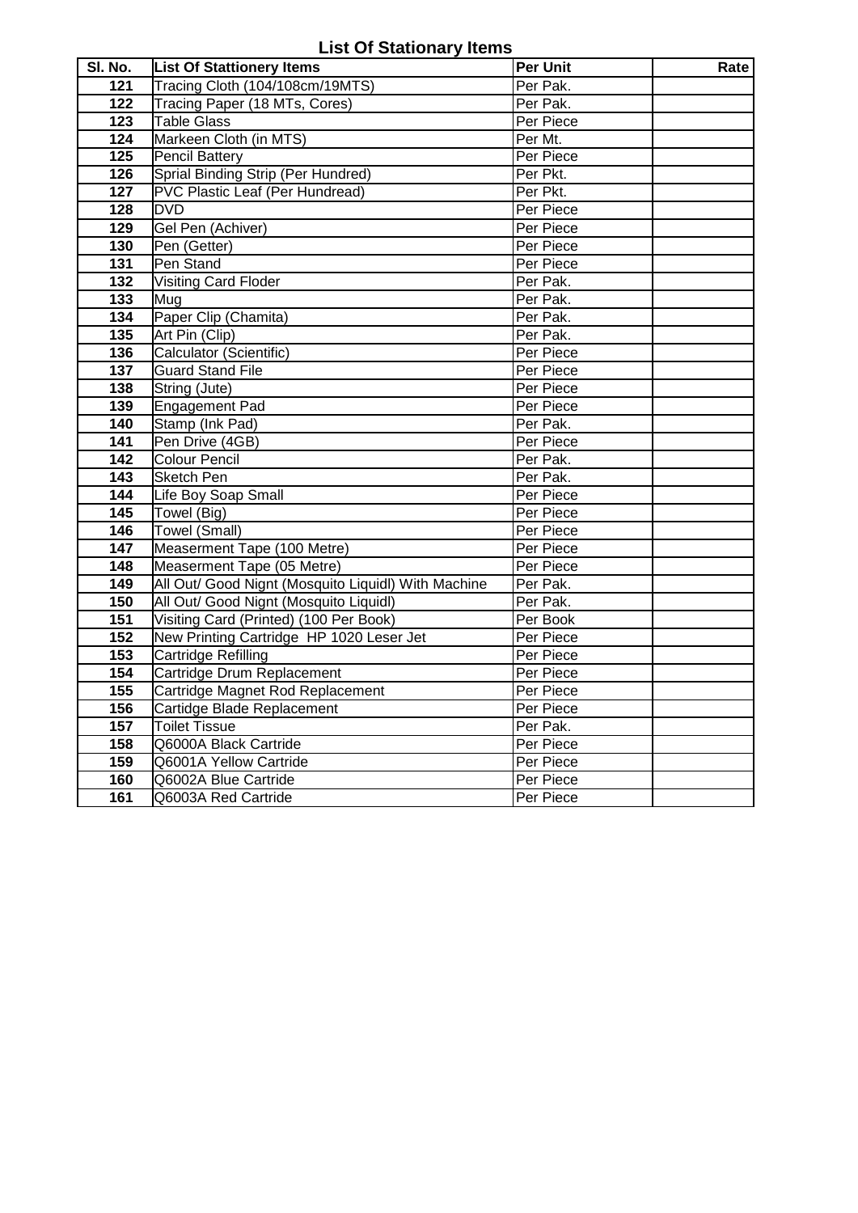## List Of Stationary Items

| Sl. No. | List Of Stattionery Items | Per Unit | Rate |
|---|---|---|---|
| 121 | Tracing Cloth (104/108cm/19MTS) | Per Pak. | |
| 122 | Tracing Paper (18 MTs, Cores) | Per Pak. | |
| 123 | Table Glass | Per Piece | |
| 124 | Markeen Cloth (in MTS) | Per Mt. | |
| 125 | Pencil Battery | Per Piece | |
| 126 | Sprial Binding Strip (Per Hundred) | Per Pkt. | |
| 127 | PVC Plastic Leaf (Per Hundread) | Per Pkt. | |
| 128 | DVD | Per Piece | |
| 129 | Gel Pen (Achiver) | Per Piece | |
| 130 | Pen (Getter) | Per Piece | |
| 131 | Pen Stand | Per Piece | |
| 132 | Visiting Card Floder | Per Pak. | |
| 133 | Mug | Per Pak. | |
| 134 | Paper Clip (Chamita) | Per Pak. | |
| 135 | Art Pin (Clip) | Per Pak. | |
| 136 | Calculator (Scientific) | Per Piece | |
| 137 | Guard Stand File | Per Piece | |
| 138 | String (Jute) | Per Piece | |
| 139 | Engagement Pad | Per Piece | |
| 140 | Stamp (Ink Pad) | Per Pak. | |
| 141 | Pen Drive (4GB) | Per Piece | |
| 142 | Colour Pencil | Per Pak. | |
| 143 | Sketch Pen | Per Pak. | |
| 144 | Life Boy Soap Small | Per Piece | |
| 145 | Towel (Big) | Per Piece | |
| 146 | Towel (Small) | Per Piece | |
| 147 | Measerment Tape (100 Metre) | Per Piece | |
| 148 | Measerment Tape (05 Metre) | Per Piece | |
| 149 | All Out/ Good Nignt (Mosquito Liquidl) With Machine | Per Pak. | |
| 150 | All Out/ Good Nignt (Mosquito Liquidl) | Per Pak. | |
| 151 | Visiting Card (Printed) (100 Per Book) | Per Book | |
| 152 | New Printing Cartridge HP 1020 Leser Jet | Per Piece | |
| 153 | Cartridge Refilling | Per Piece | |
| 154 | Cartridge Drum Replacement | Per Piece | |
| 155 | Cartridge Magnet Rod Replacement | Per Piece | |
| 156 | Cartidge Blade Replacement | Per Piece | |
| 157 | Toilet Tissue | Per Pak. | |
| 158 | Q6000A Black Cartride | Per Piece | |
| 159 | Q6001A Yellow Cartride | Per Piece | |
| 160 | Q6002A Blue Cartride | Per Piece | |
| 161 | Q6003A Red Cartride | Per Piece | |